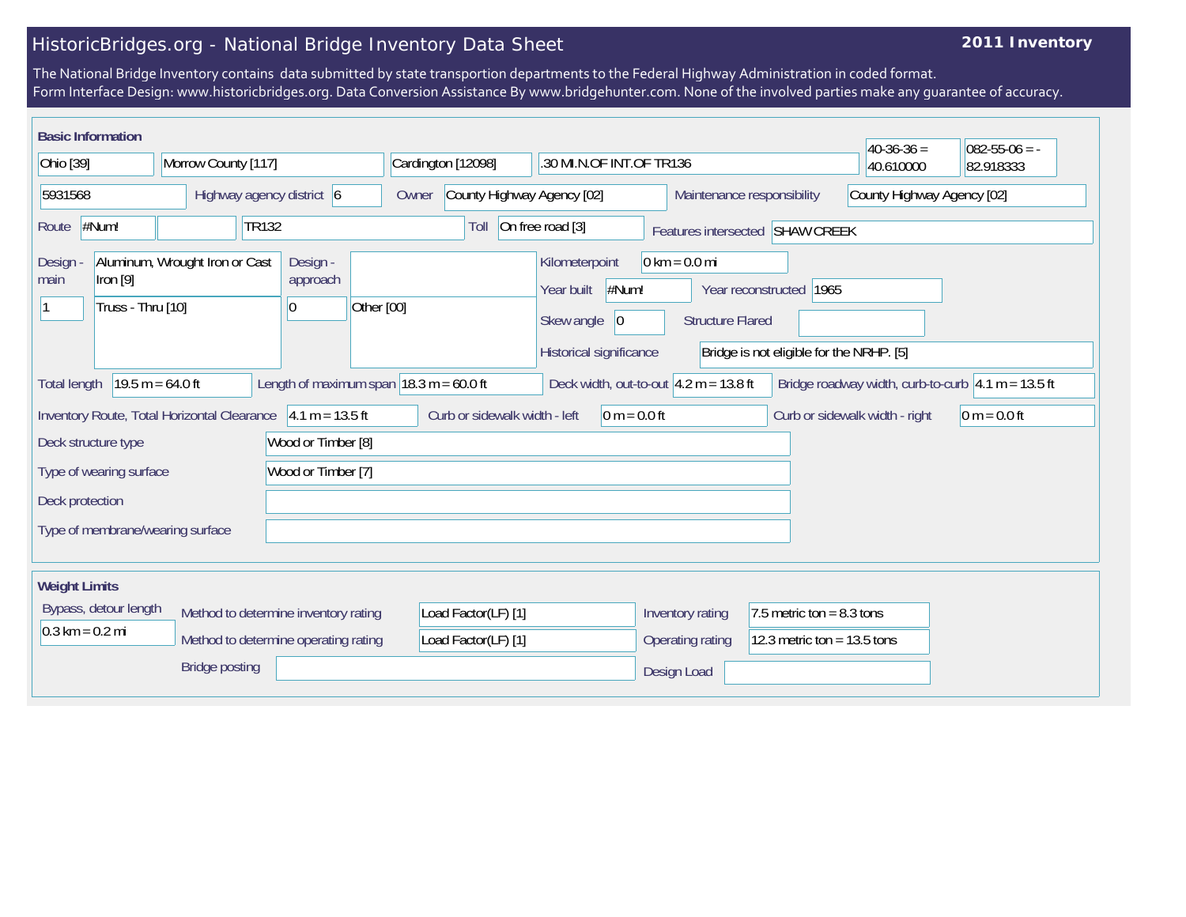# HistoricBridges.org - National Bridge Inventory Data Sheet

**2011 Inventory**

The National Bridge Inventory contains data submitted by state transportion departments to the Federal Highway Administration in coded format.
Form Interface Design: www.historicbridges.org. Data Conversion Assistance By www.bridgehunter.com. None of the involved parties make any guarantee of accuracy.

## Basic Information

| | |
|---|---|
| State | Ohio [39] |
| County | Morrow County [117] |
| Place | Cardington [12098] |
| Location | .30 MI.N.OF INT.OF TR136 |
| Latitude | 40-36-36 = 40.610000 |
| Longitude | 082-55-06 = -82.918333 |
| Structure number | 5931568 |
| Highway agency district | 6 |
| Owner | County Highway Agency [02] |
| Maintenance responsibility | County Highway Agency [02] |
| Route | #Num! |
| Facility carried | TR132 |
| Toll | On free road [3] |
| Features intersected | SHAW CREEK |
| Design - main | Aluminum, Wrought Iron or Cast Iron [9] |
| Design - main (spans) | 1 |
| Design - main (type) | Truss - Thru [10] |
| Design - approach | |
| Design - approach (spans) | 0 |
| Design - approach (type) | Other [00] |
| Kilometerpoint | 0 km = 0.0 mi |
| Year built | #Num! |
| Year reconstructed | 1965 |
| Skew angle | 0 |
| Structure Flared | |
| Historical significance | Bridge is not eligible for the NRHP. [5] |
| Total length | 19.5 m = 64.0 ft |
| Length of maximum span | 18.3 m = 60.0 ft |
| Deck width, out-to-out | 4.2 m = 13.8 ft |
| Bridge roadway width, curb-to-curb | 4.1 m = 13.5 ft |
| Inventory Route, Total Horizontal Clearance | 4.1 m = 13.5 ft |
| Curb or sidewalk width - left | 0 m = 0.0 ft |
| Curb or sidewalk width - right | 0 m = 0.0 ft |
| Deck structure type | Wood or Timber [8] |
| Type of wearing surface | Wood or Timber [7] |
| Deck protection | |
| Type of membrane/wearing surface | |

## Weight Limits

| | |
|---|---|
| Bypass, detour length | 0.3 km = 0.2 mi |
| Method to determine inventory rating | Load Factor(LF) [1] |
| Method to determine operating rating | Load Factor(LF) [1] |
| Inventory rating | 7.5 metric ton = 8.3 tons |
| Operating rating | 12.3 metric ton = 13.5 tons |
| Bridge posting | |
| Design Load | |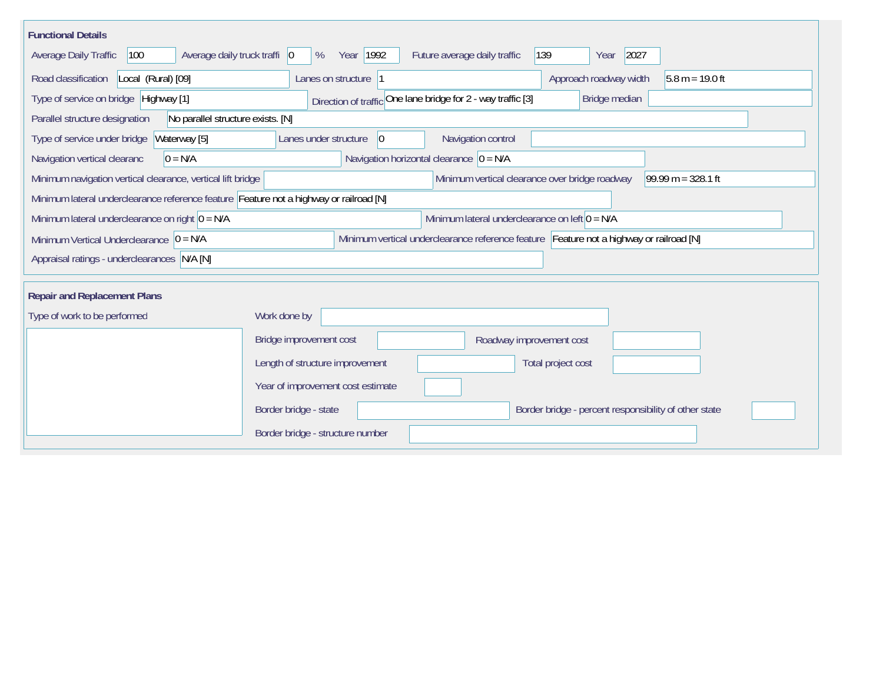## Functional Details

| Field | Value |
| --- | --- |
| Average Daily Traffic | 100 |
| Average daily truck traffi | 0 % |
| Year | 1992 |
| Future average daily traffic | 139 |
| Year | 2027 |
| Road classification | Local (Rural) [09] |
| Lanes on structure | 1 |
| Approach roadway width | 5.8 m = 19.0 ft |
| Type of service on bridge | Highway [1] |
| Direction of traffic | One lane bridge for 2 - way traffic [3] |
| Bridge median | |
| Parallel structure designation | No parallel structure exists. [N] |
| Type of service under bridge | Waterway [5] |
| Lanes under structure | 0 |
| Navigation control | |
| Navigation vertical clearanc | 0 = N/A |
| Navigation horizontal clearance | 0 = N/A |
| Minimum navigation vertical clearance, vertical lift bridge | |
| Minimum vertical clearance over bridge roadway | 99.99 m = 328.1 ft |
| Minimum lateral underclearance reference feature | Feature not a highway or railroad [N] |
| Minimum lateral underclearance on right | 0 = N/A |
| Minimum lateral underclearance on left | 0 = N/A |
| Minimum Vertical Underclearance | 0 = N/A |
| Minimum vertical underclearance reference feature | Feature not a highway or railroad [N] |
| Appraisal ratings - underclearances | N/A [N] |

## Repair and Replacement Plans

| Field | Value |
| --- | --- |
| Type of work to be performed | |
| Work done by | |
| Bridge improvement cost | |
| Roadway improvement cost | |
| Length of structure improvement | |
| Total project cost | |
| Year of improvement cost estimate | |
| Border bridge - state | |
| Border bridge - percent responsibility of other state | |
| Border bridge - structure number | |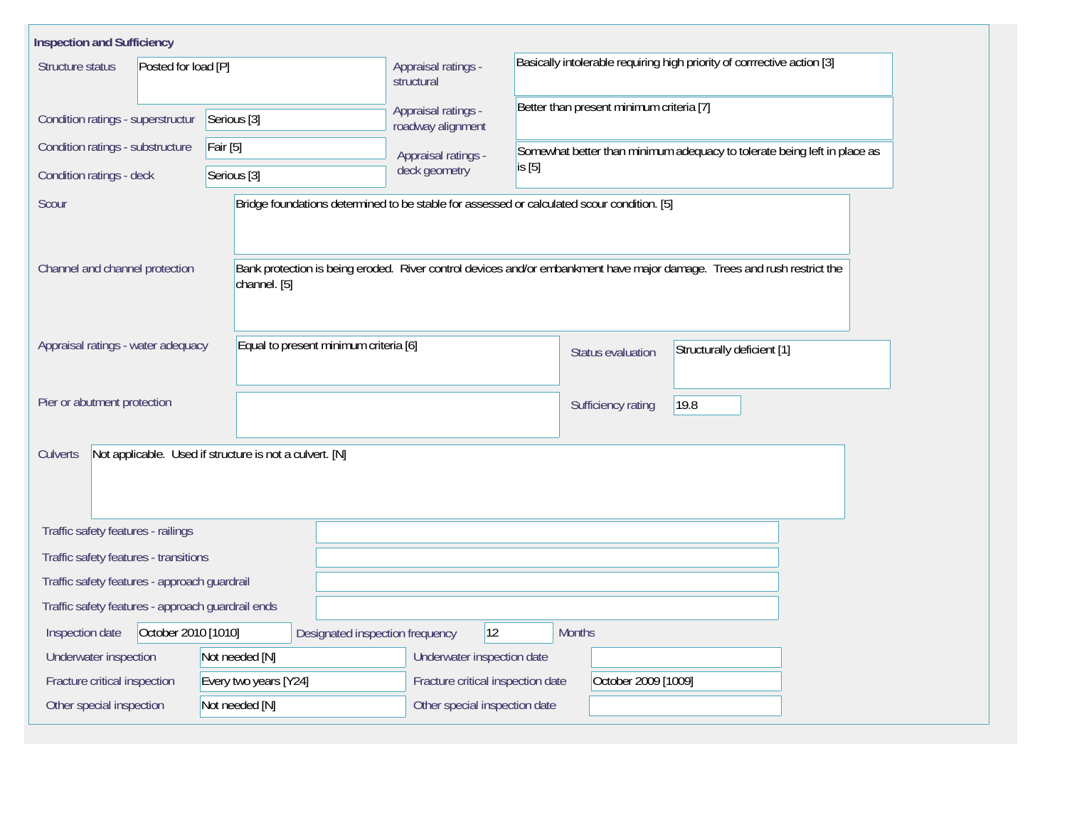## Inspection and Sufficiency

| Field | Value |
| --- | --- |
| Structure status | Posted for load [P] |
| Condition ratings - superstructur | Serious [3] |
| Condition ratings - substructure | Fair [5] |
| Condition ratings - deck | Serious [3] |
| Appraisal ratings - structural | Basically intolerable requiring high priority of corrrective action [3] |
| Appraisal ratings - roadway alignment | Better than present minimum criteria [7] |
| Appraisal ratings - deck geometry | Somewhat better than minimum adequacy to tolerate being left in place as is [5] |
| Scour | Bridge foundations determined to be stable for assessed or calculated scour condition. [5] |
| Channel and channel protection | Bank protection is being eroded. River control devices and/or embankment have major damage. Trees and rush restrict the channel. [5] |
| Appraisal ratings - water adequacy | Equal to present minimum criteria [6] |
| Status evaluation | Structurally deficient [1] |
| Pier or abutment protection | |
| Sufficiency rating | 19.8 |
| Culverts | Not applicable. Used if structure is not a culvert. [N] |
| Traffic safety features - railings | |
| Traffic safety features - transitions | |
| Traffic safety features - approach guardrail | |
| Traffic safety features - approach guardrail ends | |
| Inspection date | October 2010 [1010] |
| Designated inspection frequency | 12 Months |
| Underwater inspection | Not needed [N] |
| Underwater inspection date | |
| Fracture critical inspection | Every two years [Y24] |
| Fracture critical inspection date | October 2009 [1009] |
| Other special inspection | Not needed [N] |
| Other special inspection date | |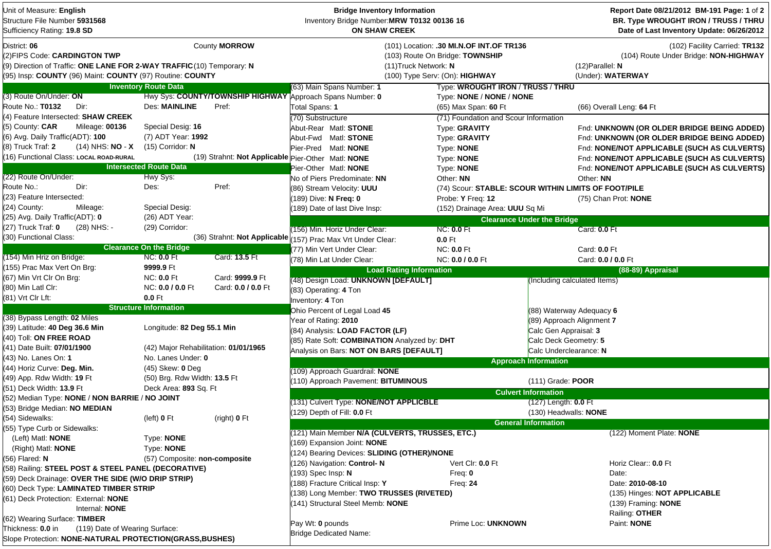Unit of Measure: **English**
Structure File Number **5931568**
Sufficiency Rating: **19.8 SD**

**Bridge Inventory Information**
Inventory Bridge Number:**MRW T0132 00136 16**
**ON SHAW CREEK**

**Report Date 08/21/2012 BM-191**
**BR. Type WROUGHT IRON / TRUSS / THRU**
**Date of Last Inventory Update: 06/26/2012**

District: **06** County **MORROW**
(2)FIPS Code: **CARDINGTON TWP**
(9) Direction of Traffic: **ONE LANE FOR 2-WAY TRAFFIC** (10) Temporary: **N**
(95) Insp: **COUNTY** (96) Maint: **COUNTY** (97) Routine: **COUNTY**

(101) Location: **.30 MI.N.OF INT.OF TR136** (102) Facility Carried: **TR132**
(103) Route On Bridge: **TOWNSHIP** (104) Route Under Bridge: **NON-HIGHWAY**
(11)Truck Network: **N** (12)Parallel: **N**
(100) Type Serv: (On): **HIGHWAY** (Under): **WATERWAY**

## Inventory Route Data

(3) Route On/Under: **ON** Hwy Sys: **COUNTY/TOWNSHIP HIGHWAY**
Route No.: **T0132** Dir: Des: **MAINLINE** Pref:
(4) Feature Intersected: **SHAW CREEK**
(5) County: **CAR** Mileage: **00136** Special Desig: **16**
(6) Avg. Daily Traffic(ADT): **100** (7) ADT Year: **1992**
(8) Truck Traf: **2** (14) NHS: **NO - X** (15) Corridor: **N**
(16) Functional Class: **LOCAL ROAD-RURAL** (19) Strahnt: **Not Applicable**

## Intersected Route Data

(22) Route On/Under: Hwy Sys:
Route No.: Dir: Des: Pref:
(23) Feature Intersected:
(24) County: Mileage: Special Desig:
(25) Avg. Daily Traffic(ADT): **0** (26) ADT Year:
(27) Truck Traf: **0** (28) NHS: - (29) Corridor:
(30) Functional Class: (36) Strahnt: **Not Applicable**

## Clearance On the Bridge

(154) Min Hriz on Bridge: NC: **0.0** Ft Card: **13.5** Ft
(155) Prac Max Vert On Brg: **9999.9** Ft
(67) Min Vrt Clr On Brg: NC: **0.0** Ft Card: **9999.9** Ft
(80) Min Latl Clr: NC: **0.0 / 0.0** Ft Card: **0.0 / 0.0** Ft
(81) Vrt Clr Lft: **0.0** Ft

## Structure Information

(38) Bypass Length: **02** Miles
(39) Latitude: **40 Deg 36.6 Min** Longitude: **82 Deg 55.1 Min**
(40) Toll: **ON FREE ROAD**
(41) Date Built: **07/01/1900** (42) Major Rehabilitation: **01/01/1965**
(43) No. Lanes On: **1** No. Lanes Under: **0**
(44) Horiz Curve: **Deg. Min.** (45) Skew: **0** Deg
(49) App. Rdw Width: **19** Ft (50) Brg. Rdw Width: **13.5** Ft
(51) Deck Width: **13.9** Ft Deck Area: **893** Sq. Ft
(52) Median Type: **NONE** / **NON BARRIE** / **NO JOINT**
(53) Bridge Median: **NO MEDIAN**
(54) Sidewalks: (left) **0** Ft (right) **0** Ft
(55) Type Curb or Sidewalks:
 (Left) Matl: **NONE** Type: **NONE**
 (Right) Matl: **NONE** Type: **NONE**
(56) Flared: **N** (57) Composite: **non-composite**
(58) Railing: **STEEL POST & STEEL PANEL (DECORATIVE)**
(59) Deck Drainage: **OVER THE SIDE (W/O DRIP STRIP)**
(60) Deck Type: **LAMINATED TIMBER STRIP**
(61) Deck Protection: External: **NONE**
 Internal: **NONE**
(62) Wearing Surface: **TIMBER**
Thickness: **0.0** in (119) Date of Wearing Surface:
Slope Protection: **NONE-NATURAL PROTECTION(GRASS,BUSHES)**

(63) Main Spans Number: **1** Type: **WROUGHT IRON / TRUSS / THRU**
Approach Spans Number: **0** Type: **NONE / NONE / NONE**
Total Spans: **1** (65) Max Span: **60** Ft (66) Overall Leng: **64** Ft

| (70) Substructure | | (71) Foundation and Scour Information | |
|---|---|---|---|
| Abut-Rear | Matl: **STONE** | Type: **GRAVITY** | Fnd: **UNKNOWN (OR OLDER BRIDGE BEING ADDED)** |
| Abut-Fwd | Matl: **STONE** | Type: **GRAVITY** | Fnd: **UNKNOWN (OR OLDER BRIDGE BEING ADDED)** |
| Pier-Pred | Matl: **NONE** | Type: **NONE** | Fnd: **NONE/NOT APPLICABLE (SUCH AS CULVERTS)** |
| Pier-Other | Matl: **NONE** | Type: **NONE** | Fnd: **NONE/NOT APPLICABLE (SUCH AS CULVERTS)** |
| Pier-Other | Matl: **NONE** | Type: **NONE** | Fnd: **NONE/NOT APPLICABLE (SUCH AS CULVERTS)** |

No of Piers Predominate: **NN** Other: **NN** Other: **NN**
(86) Stream Velocity: **UUU** (74) Scour: **STABLE: SCOUR WITHIN LIMITS OF FOOT/PILE**
(189) Dive: **N** Freq: **0** Probe: **Y** Freq: **12** (75) Chan Prot: **NONE**
(189) Date of last Dive Insp: (152) Drainage Area: **UUU** Sq Mi

## Clearance Under the Bridge

(156) Min. Horiz Under Clear: NC: **0.0** Ft Card: **0.0** Ft
(157) Prac Max Vrt Under Clear: **0.0** Ft
(77) Min Vert Under Clear: NC: **0.0** Ft Card: **0.0** Ft
(78) Min Lat Under Clear: NC: **0.0 / 0.0** Ft Card: **0.0 / 0.0** Ft

## Load Rating Information

(48) Design Load: **UNKNOWN [DEFAULT]**
(83) Operating: **4** Ton
Inventory: **4** Ton
Ohio Percent of Legal Load **45**
Year of Rating: **2010**
(84) Analysis: **LOAD FACTOR (LF)**
(85) Rate Soft: **COMBINATION** Analyzed by: **DHT**
Analysis on Bars: **NOT ON BARS [DEFAULT]**

## (88-89) Appraisal

(Including calculated Items)
(88) Waterway Adequacy **6**
(89) Approach Alignment **7**
Calc Gen Appraisal: **3**
Calc Deck Geometry: **5**
Calc Underclearance: **N**

## Approach Information

(109) Approach Guardrail: **NONE**
(110) Approach Pavement: **BITUMINOUS** (111) Grade: **POOR**

## Culvert Information

(131) Culvert Type: **NONE/NOT APPLICBLE** (127) Length: **0.0** Ft
(129) Depth of Fill: **0.0** Ft (130) Headwalls: **NONE**

## General Information

(121) Main Member **N/A (CULVERTS, TRUSSES, ETC.)** (122) Moment Plate: **NONE**
(169) Expansion Joint: **NONE**
(124) Bearing Devices: **SLIDING (OTHER)/NONE**
(126) Navigation: **Control- N** Vert Clr: **0.0** Ft Horiz Clear:: **0.0** Ft
(193) Spec Insp: **N** Freq: **0** Date:
(188) Fracture Critical Insp: **Y** Freq: **24** Date: **2010-08-10**
(138) Long Member: **TWO TRUSSES (RIVETED)** (135) Hinges: **NOT APPLICABLE**
(141) Structural Steel Memb: **NONE** (139) Framing: **NONE**
Railing: **OTHER**
Pay Wt: **0** pounds Prime Loc: **UNKNOWN** Paint: **NONE**
Bridge Dedicated Name: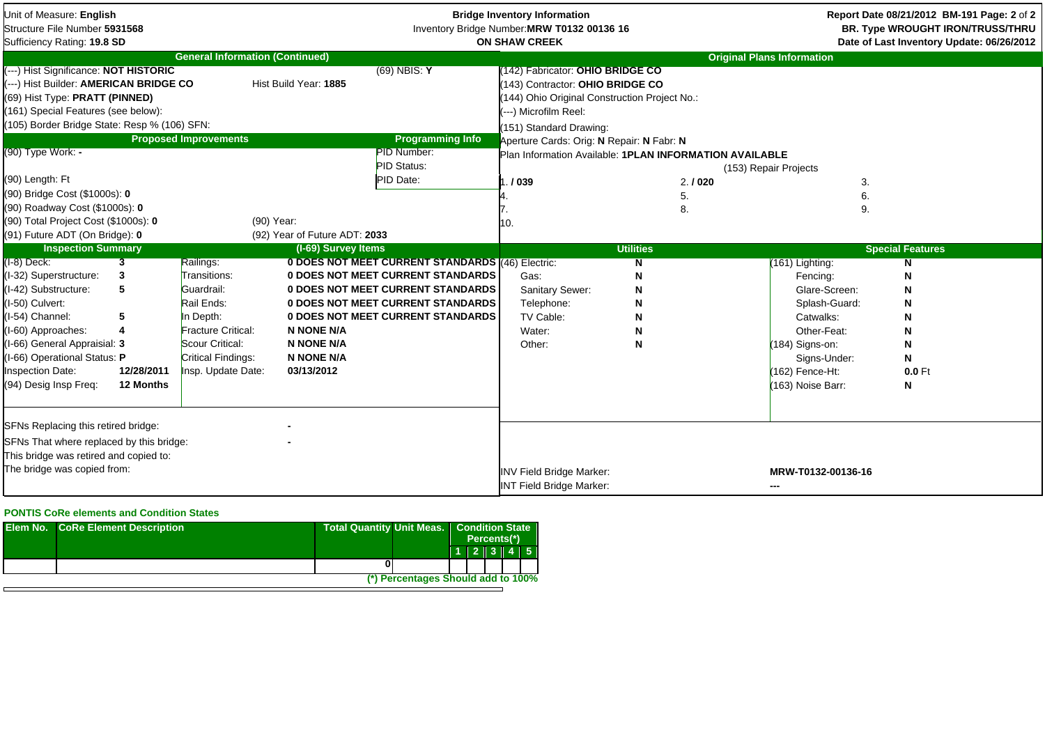Unit of Measure: **English**
Structure File Number **5931568**
Sufficiency Rating: **19.8 SD**

**Bridge Inventory Information**
Inventory Bridge Number: **MRW T0132 00136 16**
**ON SHAW CREEK**

Report Date 08/21/2012 BM-191
**BR. Type WROUGHT IRON/TRUSS/THRU**
**Date of Last Inventory Update: 06/26/2012**

## General Information (Continued)

(---) Hist Significance: **NOT HISTORIC**
(69) NBIS: **Y**
(---) Hist Builder: **AMERICAN BRIDGE CO**
Hist Build Year: **1885**
(69) Hist Type: **PRATT (PINNED)**
(161) Special Features (see below):
(105) Border Bridge State: Resp % (106) SFN:

## Original Plans Information

(142) Fabricator: **OHIO BRIDGE CO**
(143) Contractor: **OHIO BRIDGE CO**
(144) Ohio Original Construction Project No.:
(---) Microfilm Reel:
(151) Standard Drawing:
Aperture Cards: Orig: **N** Repair: **N** Fabr: **N**
Plan Information Available: **1PLAN INFORMATION AVAILABLE**

(153) Repair Projects

| | | |
|---|---|---|
| 1. **/ 039** | 2. **/ 020** | 3. |
| 4. | 5. | 6. |
| 7. | 8. | 9. |
| 10. | | |

## Proposed Improvements

(90) Type Work: **-**
(90) Length: Ft
(90) Bridge Cost ($1000s): **0**
(90) Roadway Cost ($1000s): **0**
(90) Total Project Cost ($1000s): **0**
(90) Year:
(91) Future ADT (On Bridge): **0**
(92) Year of Future ADT: **2033**

## Programming Info

PID Number:
PID Status:
PID Date:

## Inspection Summary

| | | | |
|---|---|---|---|
| (I-8) Deck: | **3** | Railings: | **0 DOES NOT MEET CURRENT STANDARDS** |
| (I-32) Superstructure: | **3** | Transitions: | **0 DOES NOT MEET CURRENT STANDARDS** |
| (I-42) Substructure: | **5** | Guardrail: | **0 DOES NOT MEET CURRENT STANDARDS** |
| (I-50) Culvert: | | Rail Ends: | **0 DOES NOT MEET CURRENT STANDARDS** |
| (I-54) Channel: | **5** | In Depth: | **0 DOES NOT MEET CURRENT STANDARDS** |
| (I-60) Approaches: | **4** | Fracture Critical: | **N NONE N/A** |
| (I-66) General Appraisal: | **3** | Scour Critical: | **N NONE N/A** |
| (I-66) Operational Status: | **P** | Critical Findings: | **N NONE N/A** |
| Inspection Date: | **12/28/2011** | Insp. Update Date: | **03/13/2012** |
| (94) Desig Insp Freq: | **12 Months** | | |

(I-69) Survey Items

## Utilities

| | |
|---|---|
| (46) Electric: | **N** |
| Gas: | **N** |
| Sanitary Sewer: | **N** |
| Telephone: | **N** |
| TV Cable: | **N** |
| Water: | **N** |
| Other: | **N** |

## Special Features

| | |
|---|---|
| (161) Lighting: | **N** |
| Fencing: | **N** |
| Glare-Screen: | **N** |
| Splash-Guard: | **N** |
| Catwalks: | **N** |
| Other-Feat: | **N** |
| (184) Signs-on: | **N** |
| Signs-Under: | **N** |
| (162) Fence-Ht: | **0.0** Ft |
| (163) Noise Barr: | **N** |

SFNs Replacing this retired bridge: **-**
SFNs That where replaced by this bridge: **-**
This bridge was retired and copied to:
The bridge was copied from:

INV Field Bridge Marker: **MRW-T0132-00136-16**
INT Field Bridge Marker: **---**

### PONTIS CoRe elements and Condition States

| Elem No. | CoRe Element Description | Total Quantity | Unit Meas. | Condition State Percents(*) 1 | 2 | 3 | 4 | 5 |
|---|---|---|---|---|---|---|---|---|
| | | 0 | | | | | | |

(*) Percentages Should add to 100%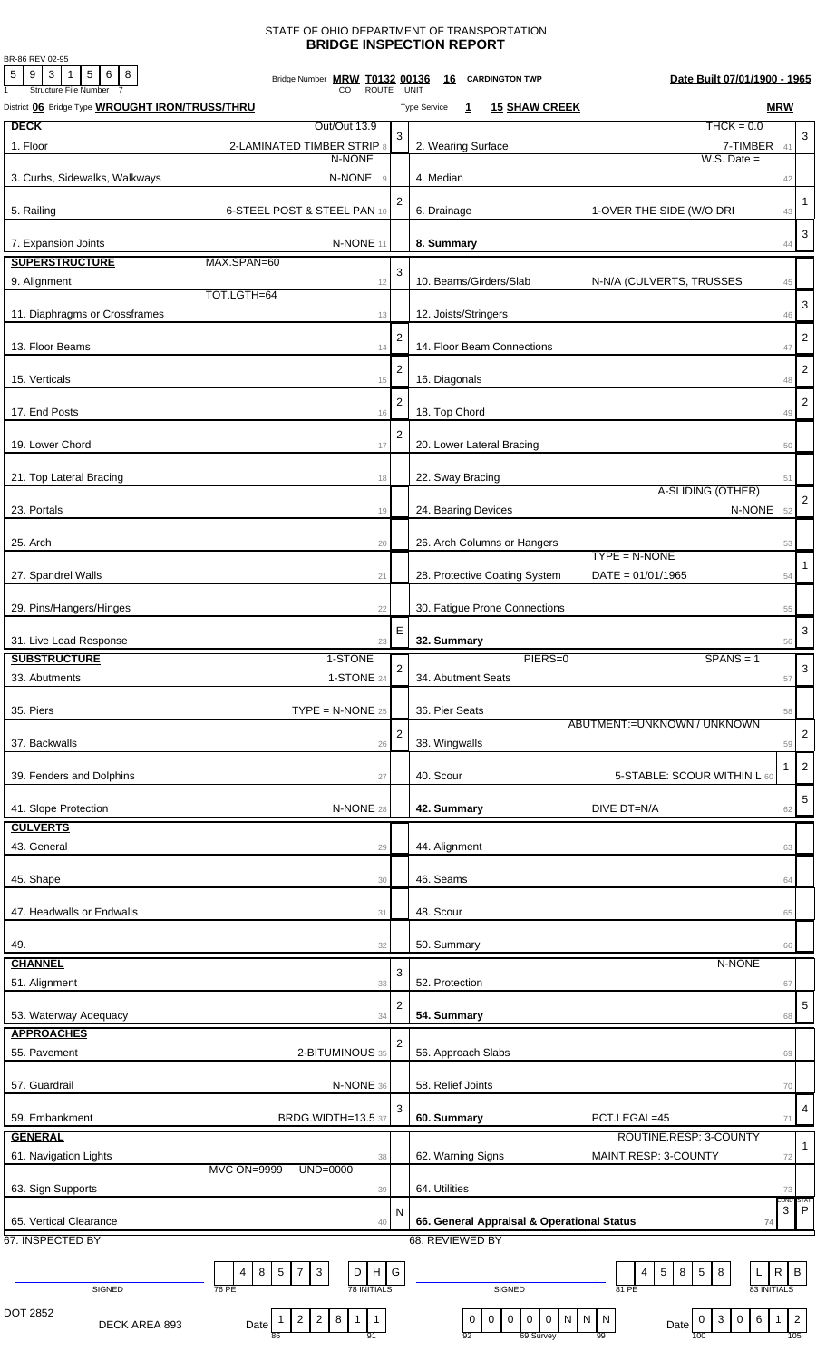STATE OF OHIO DEPARTMENT OF TRANSPORTATION

# BRIDGE INSPECTION REPORT

BR-86 REV 02-95

Structure File Number: 5 9 3 1 5 6 8

Bridge Number **MRW T0132 00136** (CO ROUTE UNIT) **16 CARDINGTON TWP** — **Date Built 07/01/1900 - 1965**

District **06** Bridge Type **WROUGHT IRON/TRUSS/THRU** — Type Service **1** **15 SHAW CREEK** — **MRW**

## DECK

| Item | Description | Rating | Item | Description | Rating |
|---|---|---|---|---|---|
| 1. Floor | Out/Out 13.9 2-LAMINATED TIMBER STRIP 8 | 3 | 2. Wearing Surface | THCK = 0.0 7-TIMBER 41 | 3 |
| 3. Curbs, Sidewalks, Walkways | N-NONE N-NONE 9 | | 4. Median | W.S. Date = 42 | |
| 5. Railing | 6-STEEL POST & STEEL PAN 10 | 2 | 6. Drainage | 1-OVER THE SIDE (W/O DRI 43 | 1 |
| 7. Expansion Joints | N-NONE 11 | | **8. Summary** | 44 | 3 |

## SUPERSTRUCTURE

| Item | Description | Rating | Item | Description | Rating |
|---|---|---|---|---|---|
| 9. Alignment | MAX.SPAN=60 12 | 3 | 10. Beams/Girders/Slab | N-N/A (CULVERTS, TRUSSES 45 | |
| 11. Diaphragms or Crossframes | TOT.LGTH=64 13 | | 12. Joists/Stringers | 46 | 3 |
| 13. Floor Beams | 14 | 2 | 14. Floor Beam Connections | 47 | 2 |
| 15. Verticals | 15 | 2 | 16. Diagonals | 48 | 2 |
| 17. End Posts | 16 | 2 | 18. Top Chord | 49 | 2 |
| 19. Lower Chord | 17 | 2 | 20. Lower Lateral Bracing | 50 | |
| 21. Top Lateral Bracing | 18 | | 22. Sway Bracing | 51 | |
| 23. Portals | 19 | | 24. Bearing Devices | A-SLIDING (OTHER) N-NONE 52 | 2 |
| 25. Arch | 20 | | 26. Arch Columns or Hangers | 53 | |
| 27. Spandrel Walls | 21 | | 28. Protective Coating System | TYPE = N-NONE DATE = 01/01/1965 54 | 1 |
| 29. Pins/Hangers/Hinges | 22 | | 30. Fatigue Prone Connections | 55 | |
| 31. Live Load Response | 23 | E | **32. Summary** | 56 | 3 |

## SUBSTRUCTURE

| Item | Description | Rating | Item | Description | Rating |
|---|---|---|---|---|---|
| 33. Abutments | 1-STONE 1-STONE 24 | 2 | 34. Abutment Seats | PIERS=0 SPANS = 1 57 | 3 |
| 35. Piers | TYPE = N-NONE 25 | | 36. Pier Seats | 58 | |
| 37. Backwalls | 26 | 2 | 38. Wingwalls | ABUTMENT:=UNKNOWN / UNKNOWN 59 | 2 |
| 39. Fenders and Dolphins | 27 | | 40. Scour | 5-STABLE: SCOUR WITHIN L 60 — 1 | 2 |
| 41. Slope Protection | N-NONE 28 | | **42. Summary** | DIVE DT=N/A 62 | 5 |

## CULVERTS

| Item | Description | Rating | Item | Description | Rating |
|---|---|---|---|---|---|
| 43. General | 29 | | 44. Alignment | 63 | |
| 45. Shape | 30 | | 46. Seams | 64 | |
| 47. Headwalls or Endwalls | 31 | | 48. Scour | 65 | |
| 49. | 32 | | 50. Summary | 66 | |

## CHANNEL

| Item | Description | Rating | Item | Description | Rating |
|---|---|---|---|---|---|
| 51. Alignment | 33 | 3 | 52. Protection | N-NONE 67 | |
| 53. Waterway Adequacy | 34 | 2 | **54. Summary** | 68 | 5 |

## APPROACHES

| Item | Description | Rating | Item | Description | Rating |
|---|---|---|---|---|---|
| 55. Pavement | 2-BITUMINOUS 35 | 2 | 56. Approach Slabs | 69 | |
| 57. Guardrail | N-NONE 36 | | 58. Relief Joints | 70 | |
| 59. Embankment | BRDG.WIDTH=13.5 37 | 3 | **60. Summary** | PCT.LEGAL=45 71 | 4 |

## GENERAL

| Item | Description | Rating | Item | Description | Rating |
|---|---|---|---|---|---|
| 61. Navigation Lights | 38 | | 62. Warning Signs | ROUTINE.RESP: 3-COUNTY MAINT.RESP: 3-COUNTY 72 | 1 |
| 63. Sign Supports | MVC ON=9999 UND=0000 39 | | 64. Utilities | 73 | |
| 65. Vertical Clearance | 40 | N | **66. General Appraisal & Operational Status** | 74 | COND 3 STAT P |

67. INSPECTED BY — SIGNED — PE: 4 8 5 7 3 — INITIALS: D H G — Date: 1 2 2 8 1 1

68. REVIEWED BY — SIGNED — Survey: 0 0 0 0 0 N N N — PE: 4 5 8 5 8 — INITIALS: L R B — Date: 0 3 0 6 1 2

DOT 2852

DECK AREA 893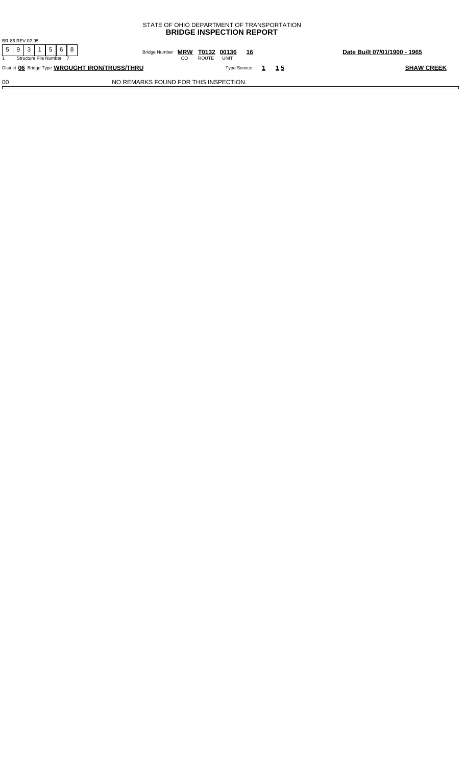STATE OF OHIO DEPARTMENT OF TRANSPORTATION
# BRIDGE INSPECTION REPORT

BR-86 REV 02-95

| 5 | 9 | 3 | 1 | 5 | 6 | 8 |
|---|---|---|---|---|---|---|

1 Structure File Number 7

Bridge Number **MRW** (CO) **T0132** (ROUTE) **00136** (UNIT) **16**

**Date Built 07/01/1900 - 1965**

District **06** Bridge Type **WROUGHT IRON/TRUSS/THRU**

Type Service **1** **1 5**

**SHAW CREEK**

00 NO REMARKS FOUND FOR THIS INSPECTION.